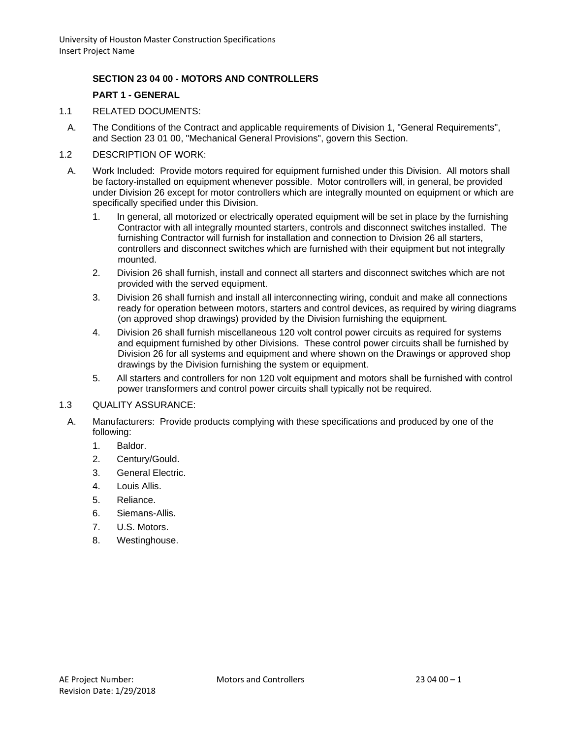# SECTION 23 04 00 - MOTORS AND CONTROLLERS

## PART 1 - GENERAL

1.1 RELATED DOCUMENTS:

A. The Conditions of the Contract and applicable requirements of Division 1, "General Requirements", and Section 23 01 00, "Mechanical General Provisions", govern this Section.

1.2 DESCRIPTION OF WORK:

A. Work Included: Provide motors required for equipment furnished under this Division. All motors shall be factory-installed on equipment whenever possible. Motor controllers will, in general, be provided under Division 26 except for motor controllers which are integrally mounted on equipment or which are specifically specified under this Division.

1. In general, all motorized or electrically operated equipment will be set in place by the furnishing Contractor with all integrally mounted starters, controls and disconnect switches installed. The furnishing Contractor will furnish for installation and connection to Division 26 all starters, controllers and disconnect switches which are furnished with their equipment but not integrally mounted.
2. Division 26 shall furnish, install and connect all starters and disconnect switches which are not provided with the served equipment.
3. Division 26 shall furnish and install all interconnecting wiring, conduit and make all connections ready for operation between motors, starters and control devices, as required by wiring diagrams (on approved shop drawings) provided by the Division furnishing the equipment.
4. Division 26 shall furnish miscellaneous 120 volt control power circuits as required for systems and equipment furnished by other Divisions. These control power circuits shall be furnished by Division 26 for all systems and equipment and where shown on the Drawings or approved shop drawings by the Division furnishing the system or equipment.
5. All starters and controllers for non 120 volt equipment and motors shall be furnished with control power transformers and control power circuits shall typically not be required.

1.3 QUALITY ASSURANCE:

A. Manufacturers: Provide products complying with these specifications and produced by one of the following:

1. Baldor.
2. Century/Gould.
3. General Electric.
4. Louis Allis.
5. Reliance.
6. Siemans-Allis.
7. U.S. Motors.
8. Westinghouse.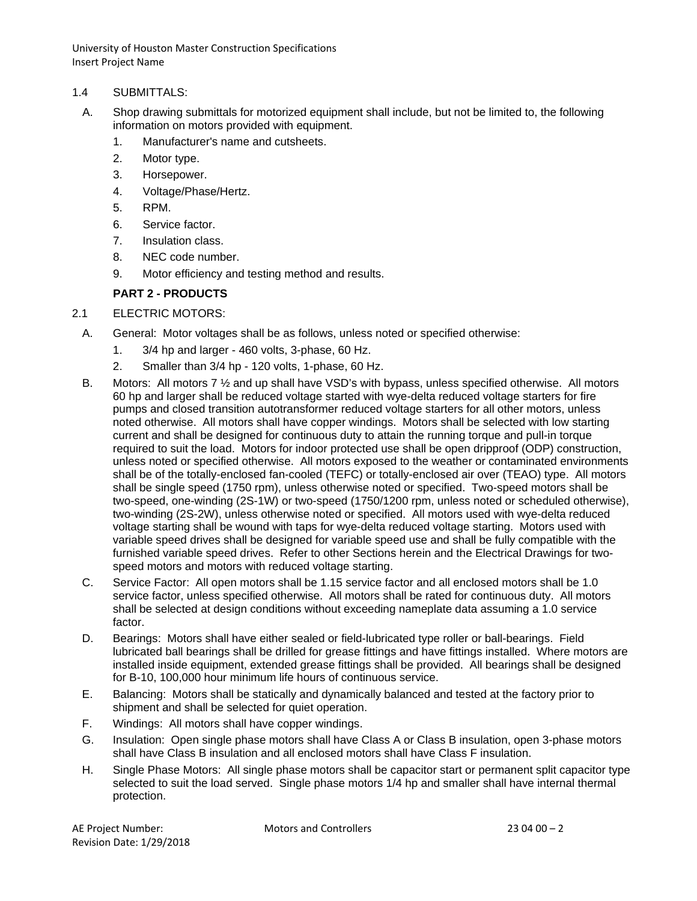1.4 SUBMITTALS:

A. Shop drawing submittals for motorized equipment shall include, but not be limited to, the following information on motors provided with equipment.

1. Manufacturer's name and cutsheets.
2. Motor type.
3. Horsepower.
4. Voltage/Phase/Hertz.
5. RPM.
6. Service factor.
7. Insulation class.
8. NEC code number.
9. Motor efficiency and testing method and results.

## PART 2 - PRODUCTS

2.1 ELECTRIC MOTORS:

A. General: Motor voltages shall be as follows, unless noted or specified otherwise:

1. 3/4 hp and larger - 460 volts, 3-phase, 60 Hz.
2. Smaller than 3/4 hp - 120 volts, 1-phase, 60 Hz.

B. Motors: All motors 7 ½ and up shall have VSD's with bypass, unless specified otherwise. All motors 60 hp and larger shall be reduced voltage started with wye-delta reduced voltage starters for fire pumps and closed transition autotransformer reduced voltage starters for all other motors, unless noted otherwise. All motors shall have copper windings. Motors shall be selected with low starting current and shall be designed for continuous duty to attain the running torque and pull-in torque required to suit the load. Motors for indoor protected use shall be open dripproof (ODP) construction, unless noted or specified otherwise. All motors exposed to the weather or contaminated environments shall be of the totally-enclosed fan-cooled (TEFC) or totally-enclosed air over (TEAO) type. All motors shall be single speed (1750 rpm), unless otherwise noted or specified. Two-speed motors shall be two-speed, one-winding (2S-1W) or two-speed (1750/1200 rpm, unless noted or scheduled otherwise), two-winding (2S-2W), unless otherwise noted or specified. All motors used with wye-delta reduced voltage starting shall be wound with taps for wye-delta reduced voltage starting. Motors used with variable speed drives shall be designed for variable speed use and shall be fully compatible with the furnished variable speed drives. Refer to other Sections herein and the Electrical Drawings for two-speed motors and motors with reduced voltage starting.

C. Service Factor: All open motors shall be 1.15 service factor and all enclosed motors shall be 1.0 service factor, unless specified otherwise. All motors shall be rated for continuous duty. All motors shall be selected at design conditions without exceeding nameplate data assuming a 1.0 service factor.

D. Bearings: Motors shall have either sealed or field-lubricated type roller or ball-bearings. Field lubricated ball bearings shall be drilled for grease fittings and have fittings installed. Where motors are installed inside equipment, extended grease fittings shall be provided. All bearings shall be designed for B-10, 100,000 hour minimum life hours of continuous service.

E. Balancing: Motors shall be statically and dynamically balanced and tested at the factory prior to shipment and shall be selected for quiet operation.

F. Windings: All motors shall have copper windings.

G. Insulation: Open single phase motors shall have Class A or Class B insulation, open 3-phase motors shall have Class B insulation and all enclosed motors shall have Class F insulation.

H. Single Phase Motors: All single phase motors shall be capacitor start or permanent split capacitor type selected to suit the load served. Single phase motors 1/4 hp and smaller shall have internal thermal protection.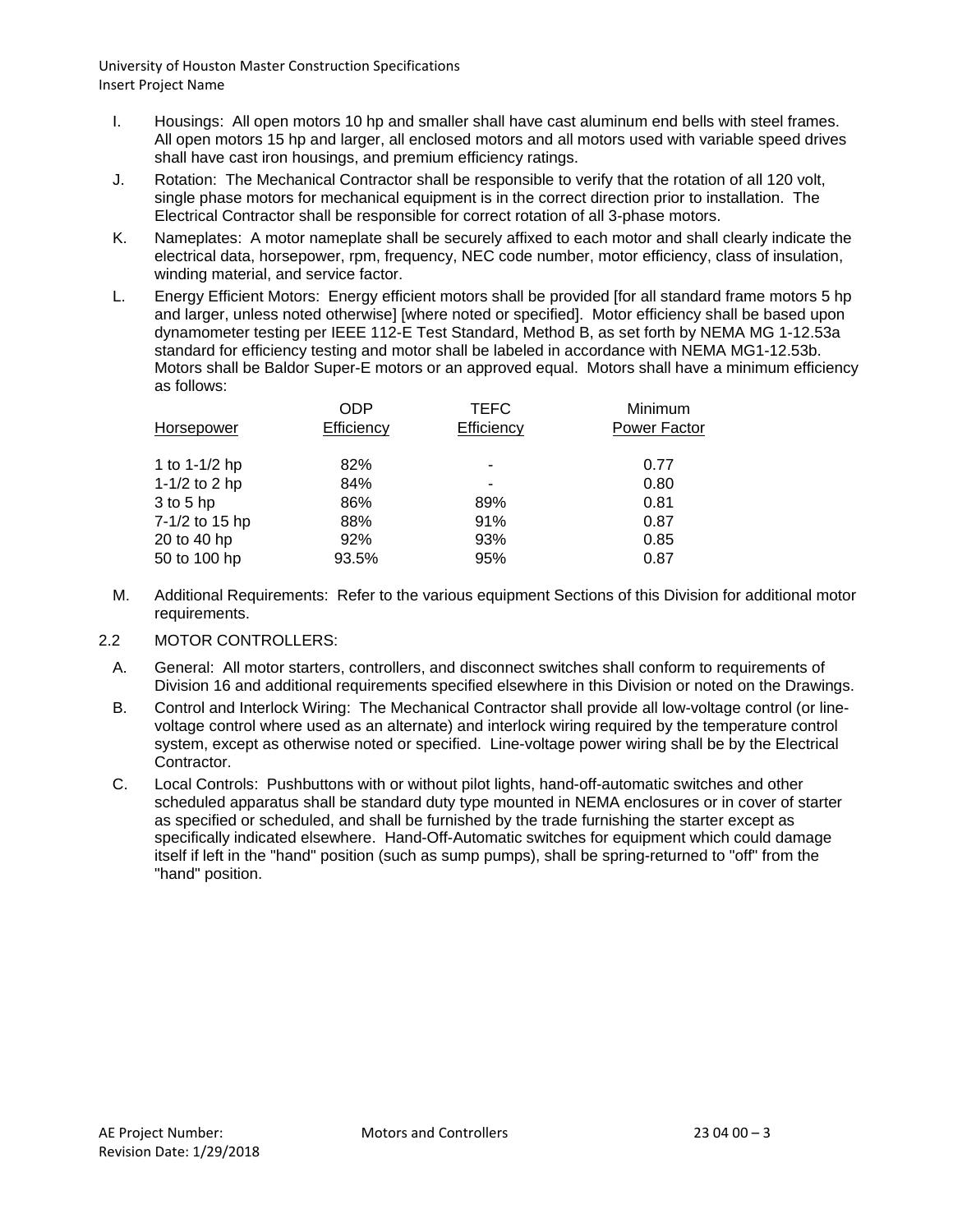I. Housings: All open motors 10 hp and smaller shall have cast aluminum end bells with steel frames. All open motors 15 hp and larger, all enclosed motors and all motors used with variable speed drives shall have cast iron housings, and premium efficiency ratings.

J. Rotation: The Mechanical Contractor shall be responsible to verify that the rotation of all 120 volt, single phase motors for mechanical equipment is in the correct direction prior to installation. The Electrical Contractor shall be responsible for correct rotation of all 3-phase motors.

K. Nameplates: A motor nameplate shall be securely affixed to each motor and shall clearly indicate the electrical data, horsepower, rpm, frequency, NEC code number, motor efficiency, class of insulation, winding material, and service factor.

L. Energy Efficient Motors: Energy efficient motors shall be provided [for all standard frame motors 5 hp and larger, unless noted otherwise] [where noted or specified]. Motor efficiency shall be based upon dynamometer testing per IEEE 112-E Test Standard, Method B, as set forth by NEMA MG 1-12.53a standard for efficiency testing and motor shall be labeled in accordance with NEMA MG1-12.53b. Motors shall be Baldor Super-E motors or an approved equal. Motors shall have a minimum efficiency as follows:

| Horsepower | ODP Efficiency | TEFC Efficiency | Minimum Power Factor |
|---|---|---|---|
| 1 to 1-1/2 hp | 82% | - | 0.77 |
| 1-1/2 to 2 hp | 84% | - | 0.80 |
| 3 to 5 hp | 86% | 89% | 0.81 |
| 7-1/2 to 15 hp | 88% | 91% | 0.87 |
| 20 to 40 hp | 92% | 93% | 0.85 |
| 50 to 100 hp | 93.5% | 95% | 0.87 |

M. Additional Requirements: Refer to the various equipment Sections of this Division for additional motor requirements.

2.2 MOTOR CONTROLLERS:

A. General: All motor starters, controllers, and disconnect switches shall conform to requirements of Division 16 and additional requirements specified elsewhere in this Division or noted on the Drawings.

B. Control and Interlock Wiring: The Mechanical Contractor shall provide all low-voltage control (or line-voltage control where used as an alternate) and interlock wiring required by the temperature control system, except as otherwise noted or specified. Line-voltage power wiring shall be by the Electrical Contractor.

C. Local Controls: Pushbuttons with or without pilot lights, hand-off-automatic switches and other scheduled apparatus shall be standard duty type mounted in NEMA enclosures or in cover of starter as specified or scheduled, and shall be furnished by the trade furnishing the starter except as specifically indicated elsewhere. Hand-Off-Automatic switches for equipment which could damage itself if left in the "hand" position (such as sump pumps), shall be spring-returned to "off" from the "hand" position.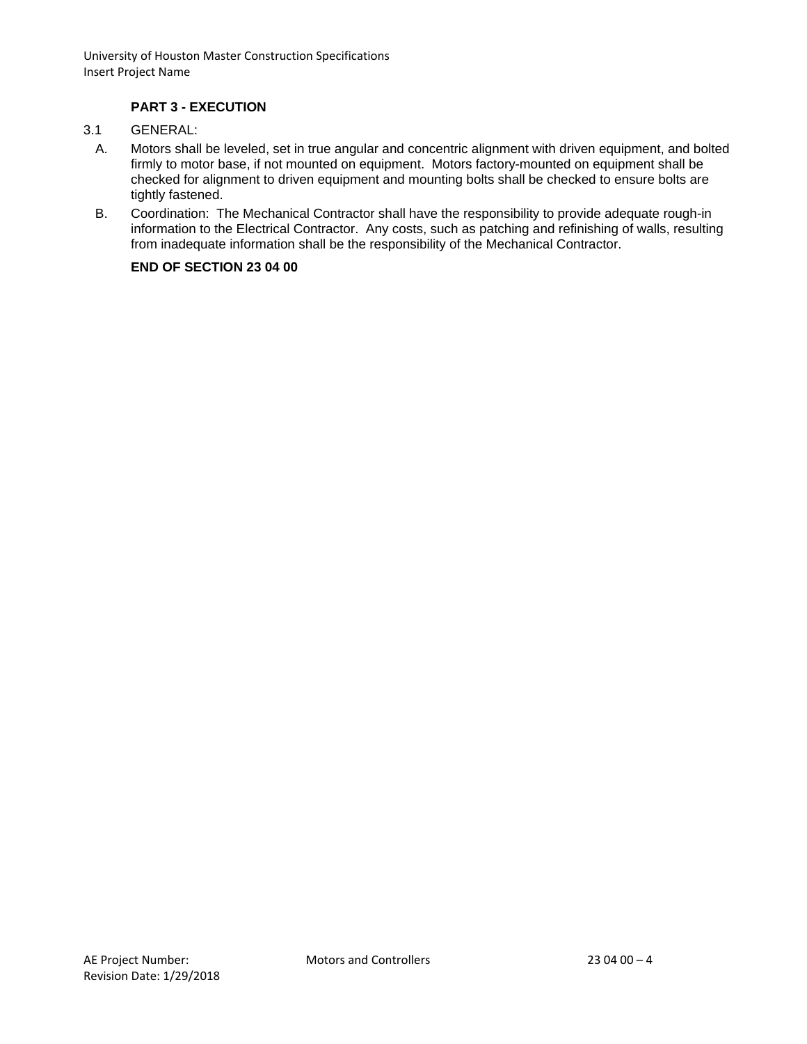**PART 3 - EXECUTION**

3.1 GENERAL:

A. Motors shall be leveled, set in true angular and concentric alignment with driven equipment, and bolted firmly to motor base, if not mounted on equipment. Motors factory-mounted on equipment shall be checked for alignment to driven equipment and mounting bolts shall be checked to ensure bolts are tightly fastened.

B. Coordination: The Mechanical Contractor shall have the responsibility to provide adequate rough-in information to the Electrical Contractor. Any costs, such as patching and refinishing of walls, resulting from inadequate information shall be the responsibility of the Mechanical Contractor.

**END OF SECTION 23 04 00**